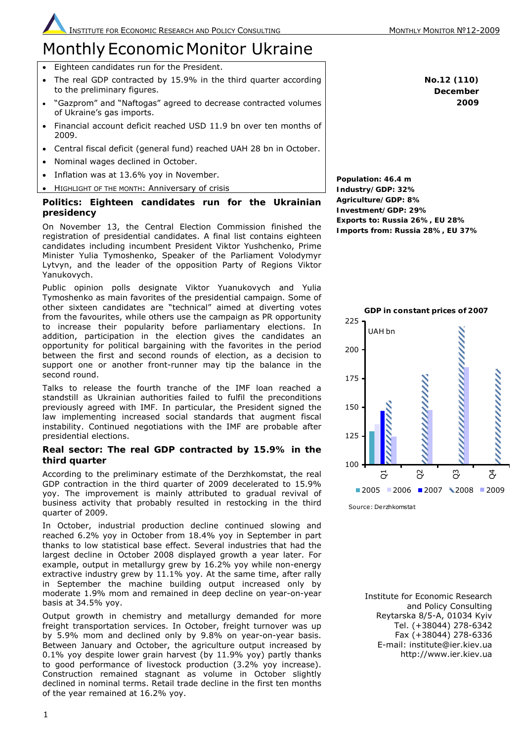# Monthly Economic Monitor Ukraine

- Eighteen candidates run for the President.
- The real GDP contracted by 15.9% in the third quarter according to the preliminary figures.
- "Gazprom" and "Naftogas" agreed to decrease contracted volumes of Ukraine's gas imports.
- Financial account deficit reached USD 11.9 bn over ten months of 2009.
- Central fiscal deficit (general fund) reached UAH 28 bn in October.
- Nominal wages declined in October.
- Inflation was at 13.6% yoy in November.
- HIGHLIGHT OF THE MONTH: Anniversary of crisis

**No.12 (110)**
**December**
**2009**

**Population: 46.4 m**
**Industry/GDP: 32%**
**Agriculture/GDP: 8%**
**Investment/GDP: 29%**
**Exports to: Russia 26%, EU 28%**
**Imports from: Russia 28%, EU 37%**

## Politics: Eighteen candidates run for the Ukrainian presidency

On November 13, the Central Election Commission finished the registration of presidential candidates. A final list contains eighteen candidates including incumbent President Viktor Yushchenko, Prime Minister Yulia Tymoshenko, Speaker of the Parliament Volodymyr Lytvyn, and the leader of the opposition Party of Regions Viktor Yanukovych.

Public opinion polls designate Viktor Yuanukovych and Yulia Tymoshenko as main favorites of the presidential campaign. Some of other sixteen candidates are "technical" aimed at diverting votes from the favourites, while others use the campaign as PR opportunity to increase their popularity before parliamentary elections. In addition, participation in the election gives the candidates an opportunity for political bargaining with the favorites in the period between the first and second rounds of election, as a decision to support one or another front-runner may tip the balance in the second round.

Talks to release the fourth tranche of the IMF loan reached a standstill as Ukrainian authorities failed to fulfil the preconditions previously agreed with IMF. In particular, the President signed the law implementing increased social standards that augment fiscal instability. Continued negotiations with the IMF are probable after presidential elections.

## Real sector: The real GDP contracted by 15.9% in the third quarter

According to the preliminary estimate of the Derzhkomstat, the real GDP contraction in the third quarter of 2009 decelerated to 15.9% yoy. The improvement is mainly attributed to gradual revival of business activity that probably resulted in restocking in the third quarter of 2009.

In October, industrial production decline continued slowing and reached 6.2% yoy in October from 18.4% yoy in September in part thanks to low statistical base effect. Several industries that had the largest decline in October 2008 displayed growth a year later. For example, output in metallurgy grew by 16.2% yoy while non-energy extractive industry grew by 11.1% yoy. At the same time, after rally in September the machine building output increased only by moderate 1.9% mom and remained in deep decline on year-on-year basis at 34.5% yoy.

Output growth in chemistry and metallurgy demanded for more freight transportation services. In October, freight turnover was up by 5.9% mom and declined only by 9.8% on year-on-year basis. Between January and October, the agriculture output increased by 0.1% yoy despite lower grain harvest (by 11.9% yoy) partly thanks to good performance of livestock production (3.2% yoy increase). Construction remained stagnant as volume in October slightly declined in nominal terms. Retail trade decline in the first ten months of the year remained at 16.2% yoy.

**GDP in constant prices of 2007**

UAH bn

| | 2005 | 2006 | 2007 | 2008 | 2009 |
|---|---|---|---|---|---|
| Q1 | ~129 | ~135 | ~147 | ~155 | ~124 |
| Q2 | | | | ~178 | ~148 |
| Q3 | | | | ~221 | ~185 |
| Q4 | | | | ~183 | |

Source: Derzhkomstat

Institute for Economic Research and Policy Consulting
Reytarska 8/5-A, 01034 Kyiv
Tel. (+38044) 278-6342
Fax (+38044) 278-6336
E-mail: institute@ier.kiev.ua
http://www.ier.kiev.ua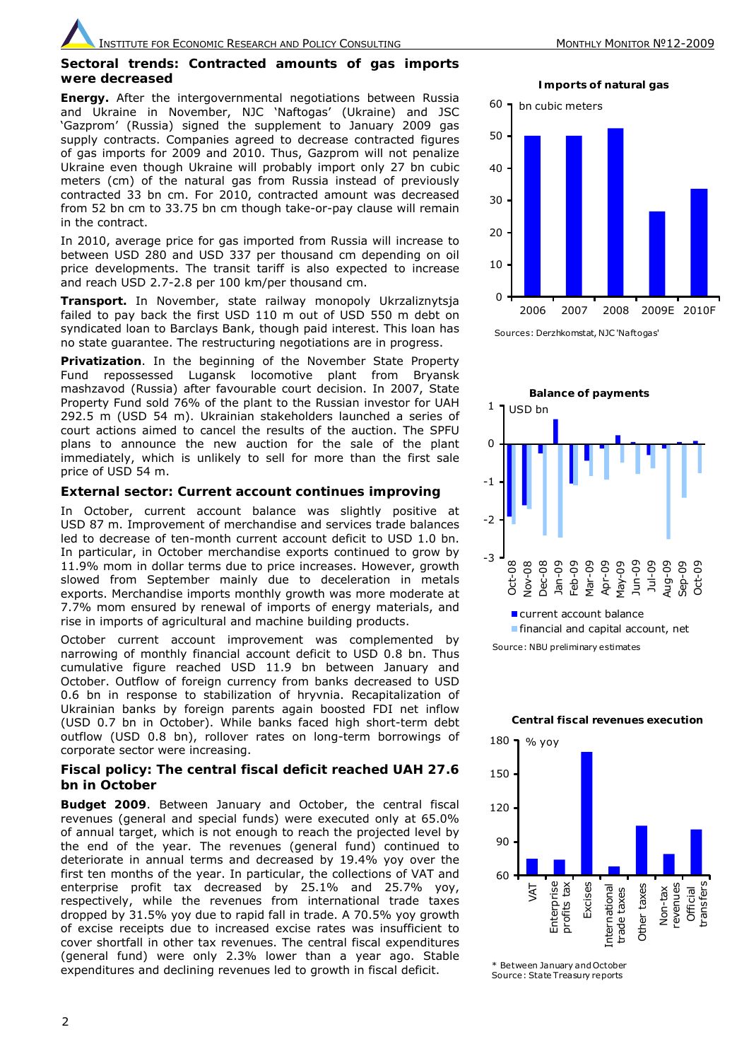## Sectoral trends: Contracted amounts of gas imports were decreased

**Energy.** After the intergovernmental negotiations between Russia and Ukraine in November, NJC 'Naftogas' (Ukraine) and JSC 'Gazprom' (Russia) signed the supplement to January 2009 gas supply contracts. Companies agreed to decrease contracted figures of gas imports for 2009 and 2010. Thus, Gazprom will not penalize Ukraine even though Ukraine will probably import only 27 bn cubic meters (cm) of the natural gas from Russia instead of previously contracted 33 bn cm. For 2010, contracted amount was decreased from 52 bn cm to 33.75 bn cm though take-or-pay clause will remain in the contract.

In 2010, average price for gas imported from Russia will increase to between USD 280 and USD 337 per thousand cm depending on oil price developments. The transit tariff is also expected to increase and reach USD 2.7-2.8 per 100 km/per thousand cm.

**Transport.** In November, state railway monopoly Ukrzaliznytsja failed to pay back the first USD 110 m out of USD 550 m debt on syndicated loan to Barclays Bank, though paid interest. This loan has no state guarantee. The restructuring negotiations are in progress.

**Privatization**. In the beginning of the November State Property Fund repossessed Lugansk locomotive plant from Bryansk mashzavod (Russia) after favourable court decision. In 2007, State Property Fund sold 76% of the plant to the Russian investor for UAH 292.5 m (USD 54 m). Ukrainian stakeholders launched a series of court actions aimed to cancel the results of the auction. The SPFU plans to announce the new auction for the sale of the plant immediately, which is unlikely to sell for more than the first sale price of USD 54 m.

**Imports of natural gas**

bn cubic meters

Sources: Derzhkomstat, NJC 'Naftogas'

## External sector: Current account continues improving

In October, current account balance was slightly positive at USD 87 m. Improvement of merchandise and services trade balances led to decrease of ten-month current account deficit to USD 1.0 bn. In particular, in October merchandise exports continued to grow by 11.9% mom in dollar terms due to price increases. However, growth slowed from September mainly due to deceleration in metals exports. Merchandise imports monthly growth was more moderate at 7.7% mom ensured by renewal of imports of energy materials, and rise in imports of agricultural and machine building products.

October current account improvement was complemented by narrowing of monthly financial account deficit to USD 0.8 bn. Thus cumulative figure reached USD 11.9 bn between January and October. Outflow of foreign currency from banks decreased to USD 0.6 bn in response to stabilization of hryvnia. Recapitalization of Ukrainian banks by foreign parents again boosted FDI net inflow (USD 0.7 bn in October). While banks faced high short-term debt outflow (USD 0.8 bn), rollover rates on long-term borrowings of corporate sector were increasing.

**Balance of payments**

USD bn

■ current account balance
■ financial and capital account, net

Source: NBU preliminary estimates

## Fiscal policy: The central fiscal deficit reached UAH 27.6 bn in October

**Budget 2009**. Between January and October, the central fiscal revenues (general and special funds) were executed only at 65.0% of annual target, which is not enough to reach the projected level by the end of the year. The revenues (general fund) continued to deteriorate in annual terms and decreased by 19.4% yoy over the first ten months of the year. In particular, the collections of VAT and enterprise profit tax decreased by 25.1% and 25.7% yoy, respectively, while the revenues from international trade taxes dropped by 31.5% yoy due to rapid fall in trade. A 70.5% yoy growth of excise receipts due to increased excise rates was insufficient to cover shortfall in other tax revenues. The central fiscal expenditures (general fund) were only 2.3% lower than a year ago. Stable expenditures and declining revenues led to growth in fiscal deficit.

**Central fiscal revenues execution**

% yoy

\* Between January and October
Source: State Treasury reports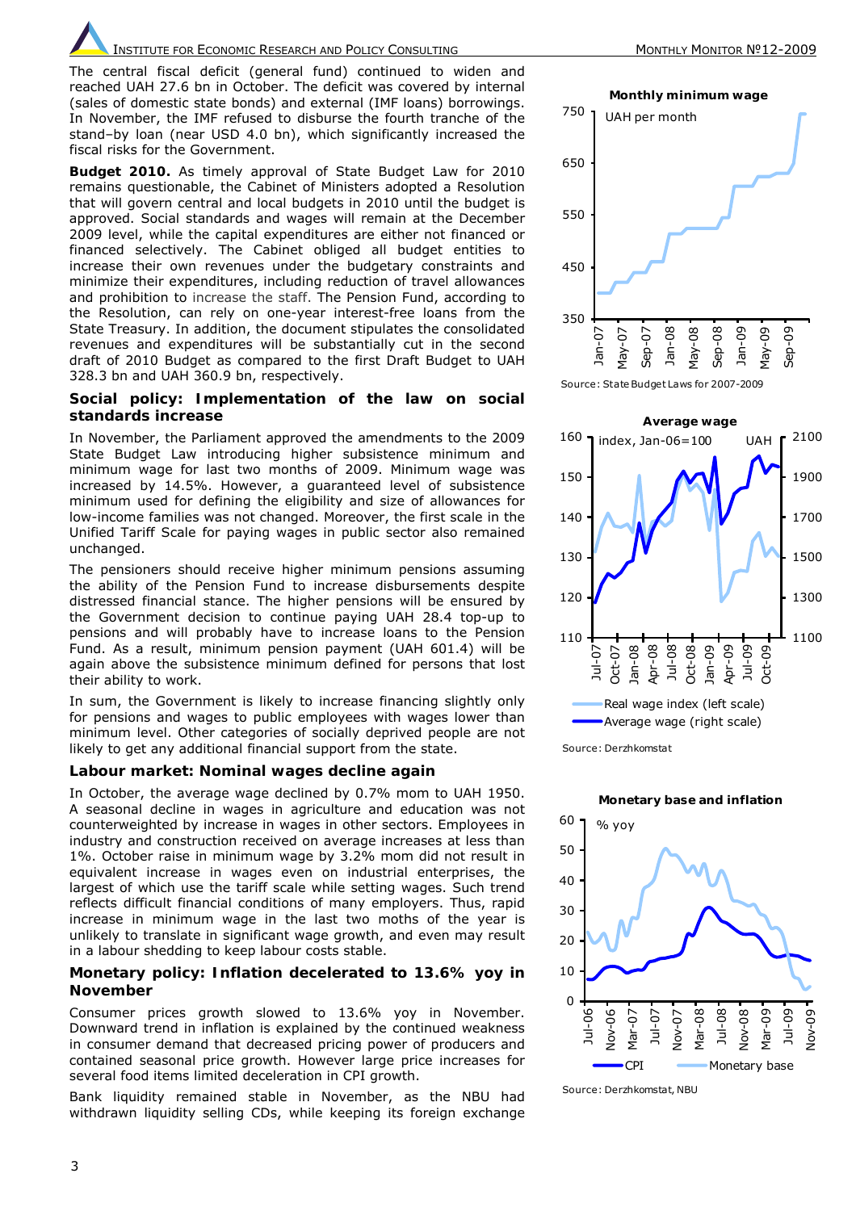The central fiscal deficit (general fund) continued to widen and reached UAH 27.6 bn in October. The deficit was covered by internal (sales of domestic state bonds) and external (IMF loans) borrowings. In November, the IMF refused to disburse the fourth tranche of the stand–by loan (near USD 4.0 bn), which significantly increased the fiscal risks for the Government.

**Budget 2010.** As timely approval of State Budget Law for 2010 remains questionable, the Cabinet of Ministers adopted a Resolution that will govern central and local budgets in 2010 until the budget is approved. Social standards and wages will remain at the December 2009 level, while the capital expenditures are either not financed or financed selectively. The Cabinet obliged all budget entities to increase their own revenues under the budgetary constraints and minimize their expenditures, including reduction of travel allowances and prohibition to increase the staff. The Pension Fund, according to the Resolution, can rely on one-year interest-free loans from the State Treasury. In addition, the document stipulates the consolidated revenues and expenditures will be substantially cut in the second draft of 2010 Budget as compared to the first Draft Budget to UAH 328.3 bn and UAH 360.9 bn, respectively.

### Social policy: Implementation of the law on social standards increase

In November, the Parliament approved the amendments to the 2009 State Budget Law introducing higher subsistence minimum and minimum wage for last two months of 2009. Minimum wage was increased by 14.5%. However, a guaranteed level of subsistence minimum used for defining the eligibility and size of allowances for low-income families was not changed. Moreover, the first scale in the Unified Tariff Scale for paying wages in public sector also remained unchanged.

The pensioners should receive higher minimum pensions assuming the ability of the Pension Fund to increase disbursements despite distressed financial stance. The higher pensions will be ensured by the Government decision to continue paying UAH 28.4 top-up to pensions and will probably have to increase loans to the Pension Fund. As a result, minimum pension payment (UAH 601.4) will be again above the subsistence minimum defined for persons that lost their ability to work.

In sum, the Government is likely to increase financing slightly only for pensions and wages to public employees with wages lower than minimum level. Other categories of socially deprived people are not likely to get any additional financial support from the state.

### Labour market: Nominal wages decline again

In October, the average wage declined by 0.7% mom to UAH 1950. A seasonal decline in wages in agriculture and education was not counterweighted by increase in wages in other sectors. Employees in industry and construction received on average increases at less than 1%. October raise in minimum wage by 3.2% mom did not result in equivalent increase in wages even on industrial enterprises, the largest of which use the tariff scale while setting wages. Such trend reflects difficult financial conditions of many employers. Thus, rapid increase in minimum wage in the last two moths of the year is unlikely to translate in significant wage growth, and even may result in a labour shedding to keep labour costs stable.

### Monetary policy: Inflation decelerated to 13.6% yoy in November

Consumer prices growth slowed to 13.6% yoy in November. Downward trend in inflation is explained by the continued weakness in consumer demand that decreased pricing power of producers and contained seasonal price growth. However large price increases for several food items limited deceleration in CPI growth.

Bank liquidity remained stable in November, as the NBU had withdrawn liquidity selling CDs, while keeping its foreign exchange

**Monthly minimum wage**

Source: State Budget Laws for 2007-2009

**Average wage**

Source: Derzhkomstat

**Monetary base and inflation**

Source: Derzhkomstat, NBU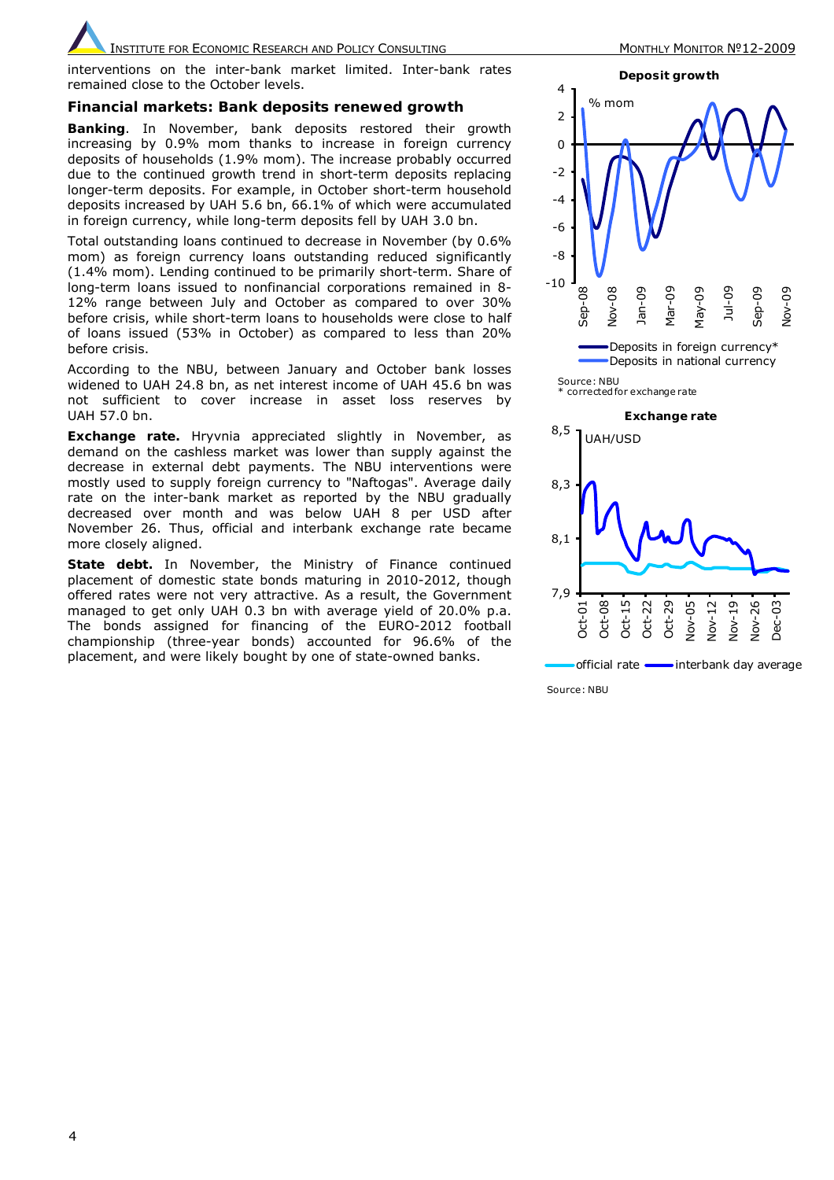interventions on the inter-bank market limited. Inter-bank rates remained close to the October levels.

## Financial markets: Bank deposits renewed growth

**Banking**. In November, bank deposits restored their growth increasing by 0.9% mom thanks to increase in foreign currency deposits of households (1.9% mom). The increase probably occurred due to the continued growth trend in short-term deposits replacing longer-term deposits. For example, in October short-term household deposits increased by UAH 5.6 bn, 66.1% of which were accumulated in foreign currency, while long-term deposits fell by UAH 3.0 bn.

Total outstanding loans continued to decrease in November (by 0.6% mom) as foreign currency loans outstanding reduced significantly (1.4% mom). Lending continued to be primarily short-term. Share of long-term loans issued to nonfinancial corporations remained in 8-12% range between July and October as compared to over 30% before crisis, while short-term loans to households were close to half of loans issued (53% in October) as compared to less than 20% before crisis.

According to the NBU, between January and October bank losses widened to UAH 24.8 bn, as net interest income of UAH 45.6 bn was not sufficient to cover increase in asset loss reserves by UAH 57.0 bn.

**Exchange rate.** Hryvnia appreciated slightly in November, as demand on the cashless market was lower than supply against the decrease in external debt payments. The NBU interventions were mostly used to supply foreign currency to "Naftogas". Average daily rate on the inter-bank market as reported by the NBU gradually decreased over month and was below UAH 8 per USD after November 26. Thus, official and interbank exchange rate became more closely aligned.

**State debt.** In November, the Ministry of Finance continued placement of domestic state bonds maturing in 2010-2012, though offered rates were not very attractive. As a result, the Government managed to get only UAH 0.3 bn with average yield of 20.0% p.a. The bonds assigned for financing of the EURO-2012 football championship (three-year bonds) accounted for 96.6% of the placement, and were likely bought by one of state-owned banks.

**Deposit growth**

Deposits in foreign currency* — Deposits in national currency (% mom)

Source: NBU
* corrected for exchange rate

**Exchange rate**

UAH/USD — official rate, interbank day average

Source: NBU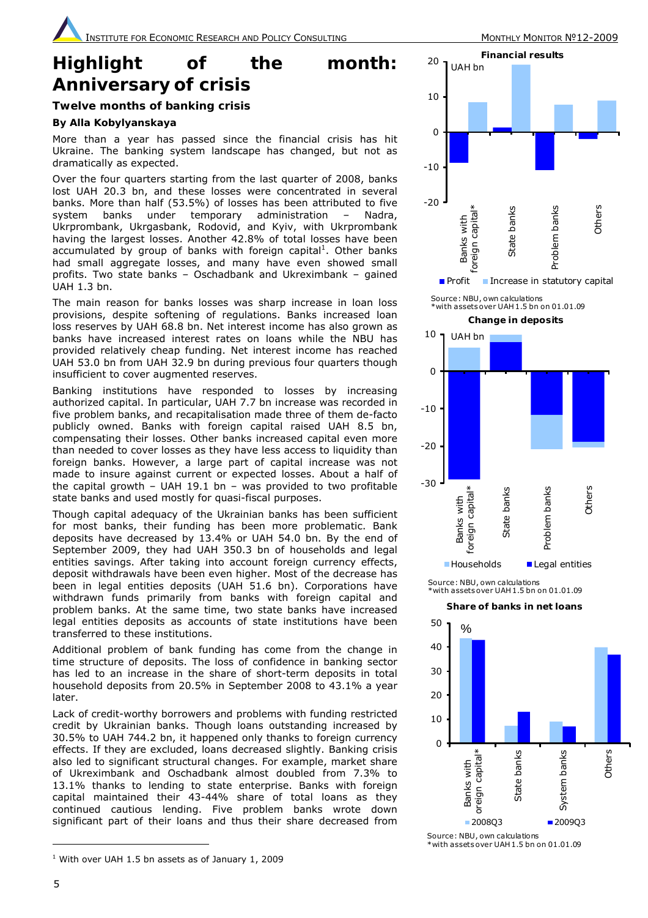# Highlight of the month: Anniversary of crisis

## Twelve months of banking crisis

**By Alla Kobylyanskaya**

More than a year has passed since the financial crisis has hit Ukraine. The banking system landscape has changed, but not as dramatically as expected.

Over the four quarters starting from the last quarter of 2008, banks lost UAH 20.3 bn, and these losses were concentrated in several banks. More than half (53.5%) of losses has been attributed to five system banks under temporary administration – Nadra, Ukrprombank, Ukrgasbank, Rodovid, and Kyiv, with Ukrprombank having the largest losses. Another 42.8% of total losses have been accumulated by group of banks with foreign capital[1]. Other banks had small aggregate losses, and many have even showed small profits. Two state banks – Oschadbank and Ukreximbank – gained UAH 1.3 bn.

The main reason for banks losses was sharp increase in loan loss provisions, despite softening of regulations. Banks increased loan loss reserves by UAH 68.8 bn. Net interest income has also grown as banks have increased interest rates on loans while the NBU has provided relatively cheap funding. Net interest income has reached UAH 53.0 bn from UAH 32.9 bn during previous four quarters though insufficient to cover augmented reserves.

Banking institutions have responded to losses by increasing authorized capital. In particular, UAH 7.7 bn increase was recorded in five problem banks, and recapitalisation made three of them de-facto publicly owned. Banks with foreign capital raised UAH 8.5 bn, compensating their losses. Other banks increased capital even more than needed to cover losses as they have less access to liquidity than foreign banks. However, a large part of capital increase was not made to insure against current or expected losses. About a half of the capital growth – UAH 19.1 bn – was provided to two profitable state banks and used mostly for quasi-fiscal purposes.

Though capital adequacy of the Ukrainian banks has been sufficient for most banks, their funding has been more problematic. Bank deposits have decreased by 13.4% or UAH 54.0 bn. By the end of September 2009, they had UAH 350.3 bn of households and legal entities savings. After taking into account foreign currency effects, deposit withdrawals have been even higher. Most of the decrease has been in legal entities deposits (UAH 51.6 bn). Corporations have withdrawn funds primarily from banks with foreign capital and problem banks. At the same time, two state banks have increased legal entities deposits as accounts of state institutions have been transferred to these institutions.

Additional problem of bank funding has come from the change in time structure of deposits. The loss of confidence in banking sector has led to an increase in the share of short-term deposits in total household deposits from 20.5% in September 2008 to 43.1% a year later.

Lack of credit-worthy borrowers and problems with funding restricted credit by Ukrainian banks. Though loans outstanding increased by 30.5% to UAH 744.2 bn, it happened only thanks to foreign currency effects. If they are excluded, loans decreased slightly. Banking crisis also led to significant structural changes. For example, market share of Ukreximbank and Oschadbank almost doubled from 7.3% to 13.1% thanks to lending to state enterprise. Banks with foreign capital maintained their 43-44% share of total loans as they continued cautious lending. Five problem banks wrote down significant part of their loans and thus their share decreased from

**Financial results**

Source: NBU, own calculations
*with assets over UAH 1.5 bn on 01.01.09

**Change in deposits**

Source: NBU, own calculations
*with assets over UAH 1.5 bn on 01.01.09

**Share of banks in net loans**

Source: NBU, own calculations
*with assets over UAH 1.5 bn on 01.01.09

[1] With over UAH 1.5 bn assets as of January 1, 2009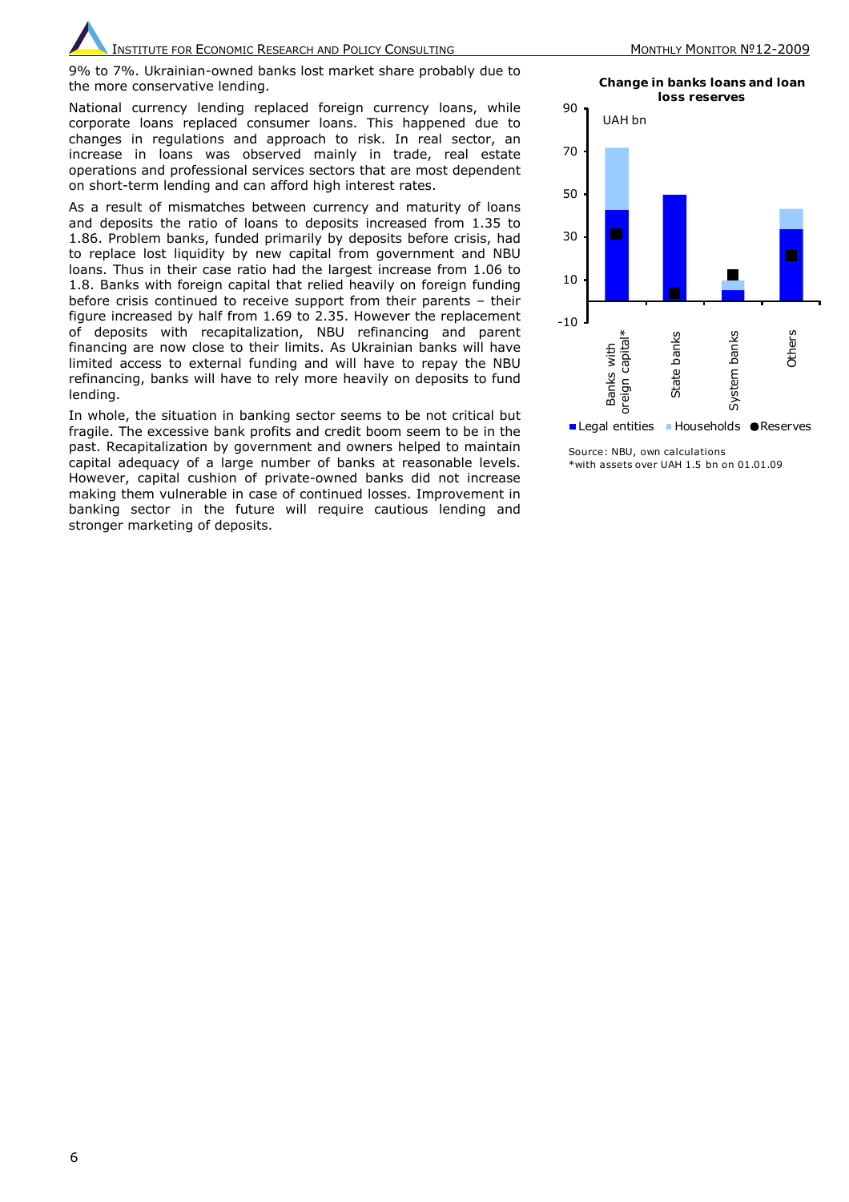9% to 7%. Ukrainian-owned banks lost market share probably due to the more conservative lending.

National currency lending replaced foreign currency loans, while corporate loans replaced consumer loans. This happened due to changes in regulations and approach to risk. In real sector, an increase in loans was observed mainly in trade, real estate operations and professional services sectors that are most dependent on short-term lending and can afford high interest rates.

As a result of mismatches between currency and maturity of loans and deposits the ratio of loans to deposits increased from 1.35 to 1.86. Problem banks, funded primarily by deposits before crisis, had to replace lost liquidity by new capital from government and NBU loans. Thus in their case ratio had the largest increase from 1.06 to 1.8. Banks with foreign capital that relied heavily on foreign funding before crisis continued to receive support from their parents – their figure increased by half from 1.69 to 2.35. However the replacement of deposits with recapitalization, NBU refinancing and parent financing are now close to their limits. As Ukrainian banks will have limited access to external funding and will have to repay the NBU refinancing, banks will have to rely more heavily on deposits to fund lending.

In whole, the situation in banking sector seems to be not critical but fragile. The excessive bank profits and credit boom seem to be in the past. Recapitalization by government and owners helped to maintain capital adequacy of a large number of banks at reasonable levels. However, capital cushion of private-owned banks did not increase making them vulnerable in case of continued losses. Improvement in banking sector in the future will require cautious lending and stronger marketing of deposits.

**Change in banks loans and loan loss reserves**

UAH bn

Legal entities / Households / Reserves

Banks with foreign capital* | State banks | System banks | Others

Source: NBU, own calculations
*with assets over UAH 1.5 bn on 01.01.09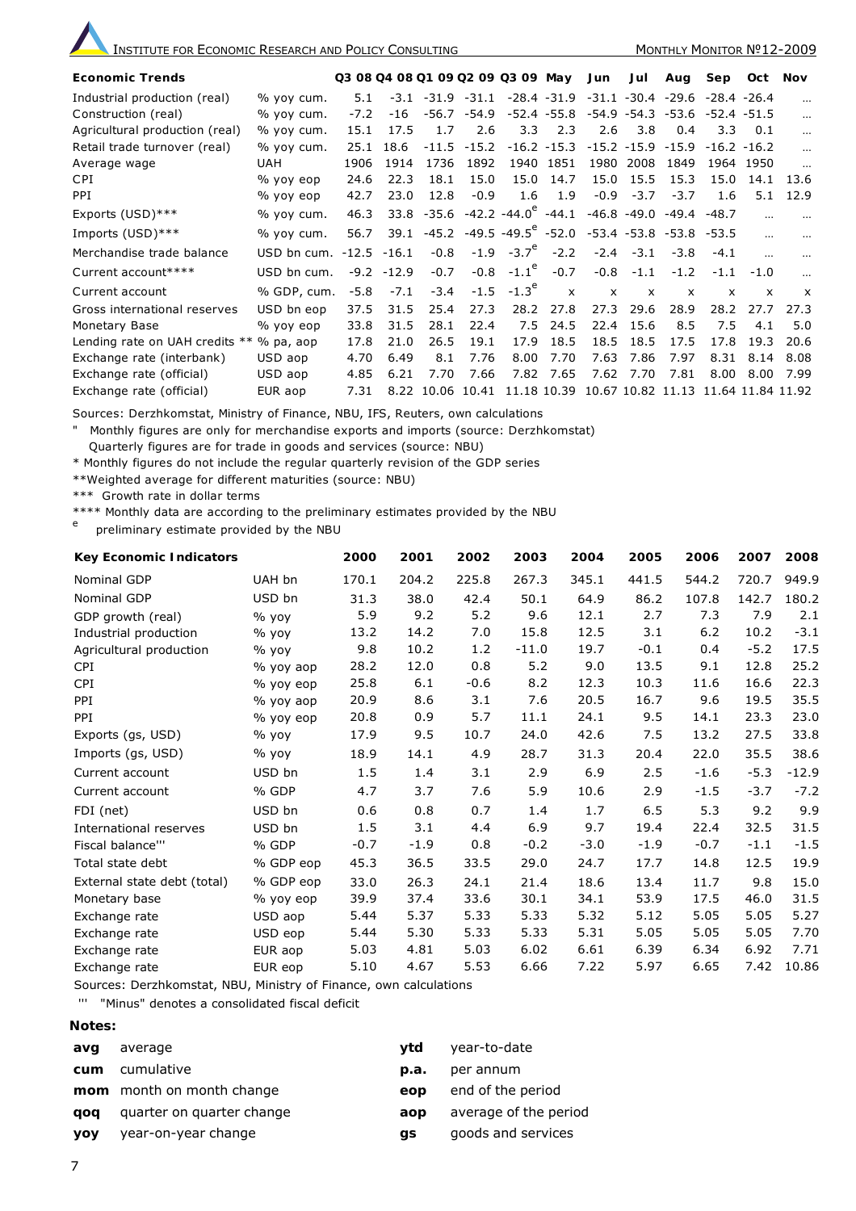| Economic Trends | | Q3 08 | Q4 08 | Q1 09 | Q2 09 | Q3 09 | May | Jun | Jul | Aug | Sep | Oct | Nov |
|---|---|---|---|---|---|---|---|---|---|---|---|---|---|
| Industrial production (real) | % yoy cum. | 5.1 | -3.1 | -31.9 | -31.1 | -28.4 | -31.9 | -31.1 | -30.4 | -29.6 | -28.4 | -26.4 | ... |
| Construction (real) | % yoy cum. | -7.2 | -16 | -56.7 | -54.9 | -52.4 | -55.8 | -54.9 | -54.3 | -53.6 | -52.4 | -51.5 | ... |
| Agricultural production (real) | % yoy cum. | 15.1 | 17.5 | 1.7 | 2.6 | 3.3 | 2.3 | 2.6 | 3.8 | 0.4 | 3.3 | 0.1 | ... |
| Retail trade turnover (real) | % yoy cum. | 25.1 | 18.6 | -11.5 | -15.2 | -16.2 | -15.3 | -15.2 | -15.9 | -15.9 | -16.2 | -16.2 | ... |
| Average wage | UAH | 1906 | 1914 | 1736 | 1892 | 1940 | 1851 | 1980 | 2008 | 1849 | 1964 | 1950 | ... |
| CPI | % yoy eop | 24.6 | 22.3 | 18.1 | 15.0 | 15.0 | 14.7 | 15.0 | 15.5 | 15.3 | 15.0 | 14.1 | 13.6 |
| PPI | % yoy eop | 42.7 | 23.0 | 12.8 | -0.9 | 1.6 | 1.9 | -0.9 | -3.7 | -3.7 | 1.6 | 5.1 | 12.9 |
| Exports (USD)*** | % yoy cum. | 46.3 | 33.8 | -35.6 | -42.2 | -44.0[e] | -44.1 | -46.8 | -49.0 | -49.4 | -48.7 | ... | ... |
| Imports (USD)*** | % yoy cum. | 56.7 | 39.1 | -45.2 | -49.5 | -49.5[e] | -52.0 | -53.4 | -53.8 | -53.8 | -53.5 | ... | ... |
| Merchandise trade balance | USD bn cum. | -12.5 | -16.1 | -0.8 | -1.9 | -3.7[e] | -2.2 | -2.4 | -3.1 | -3.8 | -4.1 | ... | ... |
| Current account**** | USD bn cum. | -9.2 | -12.9 | -0.7 | -0.8 | -1.1[e] | -0.7 | -0.8 | -1.1 | -1.2 | -1.1 | -1.0 | ... |
| Current account | % GDP, cum. | -5.8 | -7.1 | -3.4 | -1.5 | -1.3[e] | x | x | x | x | x | x | x |
| Gross international reserves | USD bn eop | 37.5 | 31.5 | 25.4 | 27.3 | 28.2 | 27.8 | 27.3 | 29.6 | 28.9 | 28.2 | 27.7 | 27.3 |
| Monetary Base | % yoy eop | 33.8 | 31.5 | 28.1 | 22.4 | 7.5 | 24.5 | 22.4 | 15.6 | 8.5 | 7.5 | 4.1 | 5.0 |
| Lending rate on UAH credits ** | % pa, aop | 17.8 | 21.0 | 26.5 | 19.1 | 17.9 | 18.5 | 18.5 | 18.5 | 17.5 | 17.8 | 19.3 | 20.6 |
| Exchange rate (interbank) | USD aop | 4.70 | 6.49 | 8.1 | 7.76 | 8.00 | 7.70 | 7.63 | 7.86 | 7.97 | 8.31 | 8.14 | 8.08 |
| Exchange rate (official) | USD aop | 4.85 | 6.21 | 7.70 | 7.66 | 7.82 | 7.65 | 7.62 | 7.70 | 7.81 | 8.00 | 8.00 | 7.99 |
| Exchange rate (official) | EUR aop | 7.31 | 8.22 | 10.06 | 10.41 | 11.18 | 10.39 | 10.67 | 10.82 | 11.13 | 11.64 | 11.84 | 11.92 |

Sources: Derzhkomstat, Ministry of Finance, NBU, IFS, Reuters, own calculations

" Monthly figures are only for merchandise exports and imports (source: Derzhkomstat)
Quarterly figures are for trade in goods and services (source: NBU)

\* Monthly figures do not include the regular quarterly revision of the GDP series

**Weighted average for different maturities (source: NBU)

*** Growth rate in dollar terms

**** Monthly data are according to the preliminary estimates provided by the NBU

[e] preliminary estimate provided by the NBU

| Key Economic Indicators | | 2000 | 2001 | 2002 | 2003 | 2004 | 2005 | 2006 | 2007 | 2008 |
|---|---|---|---|---|---|---|---|---|---|---|
| Nominal GDP | UAH bn | 170.1 | 204.2 | 225.8 | 267.3 | 345.1 | 441.5 | 544.2 | 720.7 | 949.9 |
| Nominal GDP | USD bn | 31.3 | 38.0 | 42.4 | 50.1 | 64.9 | 86.2 | 107.8 | 142.7 | 180.2 |
| GDP growth (real) | % yoy | 5.9 | 9.2 | 5.2 | 9.6 | 12.1 | 2.7 | 7.3 | 7.9 | 2.1 |
| Industrial production | % yoy | 13.2 | 14.2 | 7.0 | 15.8 | 12.5 | 3.1 | 6.2 | 10.2 | -3.1 |
| Agricultural production | % yoy | 9.8 | 10.2 | 1.2 | -11.0 | 19.7 | -0.1 | 0.4 | -5.2 | 17.5 |
| CPI | % yoy aop | 28.2 | 12.0 | 0.8 | 5.2 | 9.0 | 13.5 | 9.1 | 12.8 | 25.2 |
| CPI | % yoy eop | 25.8 | 6.1 | -0.6 | 8.2 | 12.3 | 10.3 | 11.6 | 16.6 | 22.3 |
| PPI | % yoy aop | 20.9 | 8.6 | 3.1 | 7.6 | 20.5 | 16.7 | 9.6 | 19.5 | 35.5 |
| PPI | % yoy eop | 20.8 | 0.9 | 5.7 | 11.1 | 24.1 | 9.5 | 14.1 | 23.3 | 23.0 |
| Exports (gs, USD) | % yoy | 17.9 | 9.5 | 10.7 | 24.0 | 42.6 | 7.5 | 13.2 | 27.5 | 33.8 |
| Imports (gs, USD) | % yoy | 18.9 | 14.1 | 4.9 | 28.7 | 31.3 | 20.4 | 22.0 | 35.5 | 38.6 |
| Current account | USD bn | 1.5 | 1.4 | 3.1 | 2.9 | 6.9 | 2.5 | -1.6 | -5.3 | -12.9 |
| Current account | % GDP | 4.7 | 3.7 | 7.6 | 5.9 | 10.6 | 2.9 | -1.5 | -3.7 | -7.2 |
| FDI (net) | USD bn | 0.6 | 0.8 | 0.7 | 1.4 | 1.7 | 6.5 | 5.3 | 9.2 | 9.9 |
| International reserves | USD bn | 1.5 | 3.1 | 4.4 | 6.9 | 9.7 | 19.4 | 22.4 | 32.5 | 31.5 |
| Fiscal balance''' | % GDP | -0.7 | -1.9 | 0.8 | -0.2 | -3.0 | -1.9 | -0.7 | -1.1 | -1.5 |
| Total state debt | % GDP eop | 45.3 | 36.5 | 33.5 | 29.0 | 24.7 | 17.7 | 14.8 | 12.5 | 19.9 |
| External state debt (total) | % GDP eop | 33.0 | 26.3 | 24.1 | 21.4 | 18.6 | 13.4 | 11.7 | 9.8 | 15.0 |
| Monetary base | % yoy eop | 39.9 | 37.4 | 33.6 | 30.1 | 34.1 | 53.9 | 17.5 | 46.0 | 31.5 |
| Exchange rate | USD aop | 5.44 | 5.37 | 5.33 | 5.33 | 5.32 | 5.12 | 5.05 | 5.05 | 5.27 |
| Exchange rate | USD eop | 5.44 | 5.30 | 5.33 | 5.33 | 5.31 | 5.05 | 5.05 | 5.05 | 7.70 |
| Exchange rate | EUR aop | 5.03 | 4.81 | 5.03 | 6.02 | 6.61 | 6.39 | 6.34 | 6.92 | 7.71 |
| Exchange rate | EUR eop | 5.10 | 4.67 | 5.53 | 6.66 | 7.22 | 5.97 | 6.65 | 7.42 | 10.86 |

Sources: Derzhkomstat, NBU, Ministry of Finance, own calculations

''' "Minus" denotes a consolidated fiscal deficit

**Notes:**

| | | | |
|---|---|---|---|
| **avg** | average | **ytd** | year-to-date |
| **cum** | cumulative | **p.a.** | per annum |
| **mom** | month on month change | **eop** | end of the period |
| **qoq** | quarter on quarter change | **aop** | average of the period |
| **yoy** | year-on-year change | **gs** | goods and services |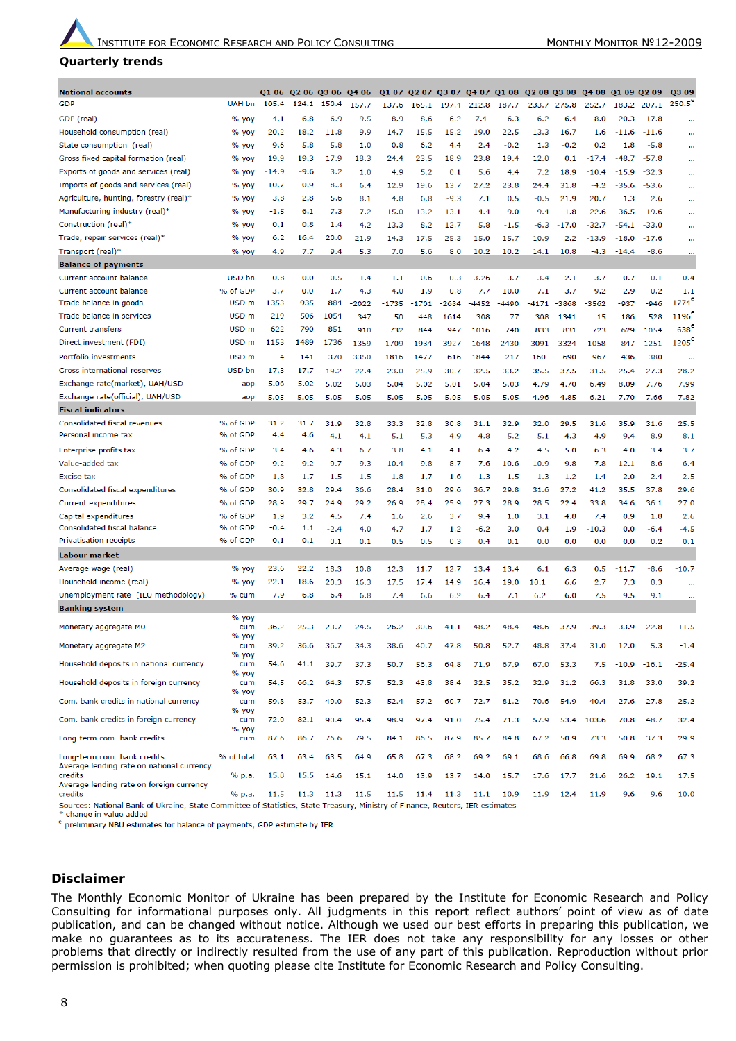## Quarterly trends

| National accounts | | Q1 06 | Q2 06 | Q3 06 | Q4 06 | Q1 07 | Q2 07 | Q3 07 | Q4 07 | Q1 08 | Q2 08 | Q3 08 | Q4 08 | Q1 09 | Q2 09 | Q3 09 |
|---|---|---|---|---|---|---|---|---|---|---|---|---|---|---|---|---|
| GDP | UAH bn | 105.4 | 124.1 | 150.4 | 157.7 | 137.6 | 165.1 | 197.4 | 212.8 | 187.7 | 233.7 | 275.8 | 252.7 | 183.2 | 207.1 | 250.5[e] |
| GDP (real) | % yoy | 4.1 | 6.8 | 6.9 | 9.5 | 8.9 | 8.6 | 6.2 | 7.4 | 6.3 | 6.2 | 6.4 | -8.0 | -20.3 | -17.8 | ... |
| Household consumption (real) | % yoy | 20.2 | 18.2 | 11.8 | 9.9 | 14.7 | 15.5 | 15.2 | 19.0 | 22.5 | 13.3 | 16.7 | 1.6 | -11.6 | -11.6 | ... |
| State consumption (real) | % yoy | 9.6 | 5.8 | 5.8 | 1.0 | 0.8 | 6.2 | 4.4 | 2.4 | -0.2 | 1.3 | -0.2 | 0.2 | 1.8 | -5.8 | ... |
| Gross fixed capital formation (real) | % yoy | 19.9 | 19.3 | 17.9 | 18.3 | 24.4 | 23.5 | 18.9 | 23.8 | 19.4 | 12.0 | 0.1 | -17.4 | -48.7 | -57.8 | ... |
| Exports of goods and services (real) | % yoy | -14.9 | -9.6 | 3.2 | 1.0 | 4.9 | 5.2 | 0.1 | 5.6 | 4.4 | 7.2 | 18.9 | -10.4 | -15.9 | -32.3 | ... |
| Imports of goods and services (real) | % yoy | 10.7 | 0.9 | 8.3 | 6.4 | 12.9 | 19.6 | 13.7 | 27.2 | 23.8 | 24.4 | 31.8 | -4.2 | -35.6 | -53.6 | ... |
| Agriculture, hunting, forestry (real)* | % yoy | 3.8 | 2.8 | -5.6 | 8.1 | 4.8 | 6.8 | -9.3 | 7.1 | 0.5 | -0.5 | 21.9 | 20.7 | 1.3 | 2.6 | ... |
| Manufacturing industry (real)* | % yoy | -1.5 | 6.1 | 7.3 | 7.2 | 15.0 | 13.2 | 13.1 | 4.4 | 9.0 | 9.4 | 1.8 | -22.6 | -36.5 | -19.6 | ... |
| Construction (real)* | % yoy | 0.1 | 0.8 | 1.4 | 4.2 | 13.3 | 8.2 | 12.7 | 5.8 | -1.5 | -6.3 | -17.0 | -32.7 | -54.1 | -33.0 | ... |
| Trade, repair services (real)* | % yoy | 6.2 | 16.4 | 20.0 | 21.9 | 14.3 | 17.5 | 25.3 | 15.0 | 15.7 | 10.9 | 2.2 | -13.9 | -18.0 | -17.6 | ... |
| Transport (real)* | % yoy | 4.9 | 7.7 | 9.4 | 5.3 | 7.0 | 5.6 | 8.0 | 10.2 | 10.2 | 14.1 | 10.8 | -4.3 | -14.4 | -8.6 | ... |
| **Balance of payments** | | | | | | | | | | | | | | | | |
| Current account balance | USD bn | -0.8 | 0.0 | 0.5 | -1.4 | -1.1 | -0.6 | -0.3 | -3.26 | -3.7 | -3.4 | -2.1 | -3.7 | -0.7 | -0.1 | -0.4 |
| Current account balance | % of GDP | -3.7 | 0.0 | 1.7 | -4.3 | -4.0 | -1.9 | -0.8 | -7.7 | -10.0 | -7.1 | -3.7 | -9.2 | -2.9 | -0.2 | -1.1 |
| Trade balance in goods | USD m | -1353 | -935 | -884 | -2022 | -1735 | -1701 | -2684 | -4452 | -4490 | -4171 | -3868 | -3562 | -937 | -946 | -1774[e] |
| Trade balance in services | USD m | 219 | 506 | 1054 | 347 | 50 | 448 | 1614 | 308 | 77 | 308 | 1341 | 15 | 186 | 528 | 1196[e] |
| Current transfers | USD m | 622 | 790 | 851 | 910 | 732 | 844 | 947 | 1016 | 740 | 833 | 831 | 723 | 629 | 1054 | 638[e] |
| Direct investment (FDI) | USD m | 1153 | 1489 | 1736 | 1359 | 1709 | 1934 | 3927 | 1648 | 2430 | 3091 | 3324 | 1058 | 847 | 1251 | 1205[e] |
| Portfolio investments | USD m | 4 | -141 | 370 | 3350 | 1816 | 1477 | 616 | 1844 | 217 | 160 | -690 | -967 | -436 | -380 | ... |
| Gross international reserves | USD bn | 17.3 | 17.7 | 19.2 | 22.4 | 23.0 | 25.9 | 30.7 | 32.5 | 33.2 | 35.5 | 37.5 | 31.5 | 25.4 | 27.3 | 28.2 |
| Exchange rate(market), UAH/USD | aop | 5.06 | 5.02 | 5.02 | 5.03 | 5.04 | 5.02 | 5.01 | 5.04 | 5.03 | 4.79 | 4.70 | 6.49 | 8.09 | 7.76 | 7.99 |
| Exchange rate(official), UAH/USD | aop | 5.05 | 5.05 | 5.05 | 5.05 | 5.05 | 5.05 | 5.05 | 5.05 | 5.05 | 4.96 | 4.85 | 6.21 | 7.70 | 7.66 | 7.82 |
| **Fiscal indicators** | | | | | | | | | | | | | | | | |
| Consolidated fiscal revenues | % of GDP | 31.2 | 31.7 | 31.9 | 32.8 | 33.3 | 32.8 | 30.8 | 31.1 | 32.9 | 32.0 | 29.5 | 31.6 | 35.9 | 31.6 | 25.5 |
| Personal income tax | % of GDP | 4.4 | 4.6 | 4.1 | 4.1 | 5.1 | 5.3 | 4.9 | 4.8 | 5.2 | 5.1 | 4.3 | 4.9 | 9.4 | 8.9 | 8.1 |
| Enterprise profits tax | % of GDP | 3.4 | 4.6 | 4.3 | 6.7 | 3.8 | 4.1 | 4.1 | 6.4 | 4.2 | 4.5 | 5.0 | 6.3 | 4.0 | 3.4 | 3.7 |
| Value-added tax | % of GDP | 9.2 | 9.2 | 9.7 | 9.3 | 10.4 | 9.8 | 8.7 | 7.6 | 10.6 | 10.9 | 9.8 | 7.8 | 12.1 | 8.6 | 6.4 |
| Excise tax | % of GDP | 1.8 | 1.7 | 1.5 | 1.5 | 1.8 | 1.7 | 1.6 | 1.3 | 1.5 | 1.3 | 1.2 | 1.4 | 2.0 | 2.4 | 2.5 |
| Consolidated fiscal expenditures | % of GDP | 30.9 | 32.8 | 29.4 | 36.6 | 28.4 | 31.0 | 29.6 | 36.7 | 29.8 | 31.6 | 27.2 | 41.2 | 35.5 | 37.8 | 29.6 |
| Current expenditures | % of GDP | 28.9 | 29.7 | 24.9 | 29.2 | 26.9 | 28.4 | 25.9 | 27.3 | 28.9 | 28.5 | 22.4 | 33.8 | 34.6 | 36.1 | 27.0 |
| Capital expenditures | % of GDP | 1.9 | 3.2 | 4.5 | 7.4 | 1.6 | 2.6 | 3.7 | 9.4 | 1.0 | 3.1 | 4.8 | 7.4 | 0.9 | 1.8 | 2.6 |
| Consolidated fiscal balance | % of GDP | -0.4 | 1.1 | -2.4 | 4.0 | 4.7 | 1.7 | 1.2 | -6.2 | 3.0 | 0.4 | 1.9 | -10.3 | 0.0 | -6.4 | -4.5 |
| Privatisation receipts | % of GDP | 0.1 | 0.1 | 0.1 | 0.1 | 0.5 | 0.5 | 0.3 | 0.4 | 0.1 | 0.0 | 0.0 | 0.0 | 0.0 | 0.2 | 0.1 |
| **Labour market** | | | | | | | | | | | | | | | | |
| Average wage (real) | % yoy | 23.6 | 22.2 | 18.3 | 10.8 | 12.3 | 11.7 | 12.7 | 13.4 | 13.4 | 6.1 | 6.3 | 0.5 | -11.7 | -8.6 | -10.7 |
| Household income (real) | % yoy | 22.1 | 18.6 | 20.3 | 16.3 | 17.5 | 17.4 | 14.9 | 16.4 | 19.0 | 10.1 | 6.6 | 2.7 | -7.3 | -8.3 | ... |
| Unemployment rate (ILO methodology) | % cum | 7.9 | 6.8 | 6.4 | 6.8 | 7.4 | 6.6 | 6.2 | 6.4 | 7.1 | 6.2 | 6.0 | 7.5 | 9.5 | 9.1 | ... |
| **Banking system** | | | | | | | | | | | | | | | | |
| Monetary aggregate M0 | % yoy cum | 36.2 | 25.3 | 23.7 | 24.5 | 26.2 | 30.6 | 41.1 | 48.2 | 48.4 | 48.6 | 37.9 | 39.3 | 33.9 | 22.8 | 11.5 |
| Monetary aggregate M2 | % yoy cum | 39.2 | 36.6 | 36.7 | 34.3 | 38.6 | 40.7 | 47.8 | 50.8 | 52.7 | 48.8 | 37.4 | 31.0 | 12.0 | 5.3 | -1.4 |
| Household deposits in national currency | % yoy cum | 54.6 | 41.1 | 39.7 | 37.3 | 50.7 | 56.3 | 64.8 | 71.9 | 67.9 | 67.0 | 53.3 | 7.5 | -10.9 | -16.1 | -25.4 |
| Household deposits in foreign currency | % yoy cum | 54.5 | 66.2 | 64.3 | 57.5 | 52.3 | 43.8 | 38.4 | 32.5 | 35.2 | 32.9 | 31.2 | 66.3 | 31.8 | 33.0 | 39.2 |
| Com. bank credits in national currency | % yoy cum | 59.8 | 53.7 | 49.0 | 52.3 | 52.4 | 57.2 | 60.7 | 72.7 | 81.2 | 70.6 | 54.9 | 40.4 | 27.6 | 27.8 | 25.2 |
| Com. bank credits in foreign currency | % yoy cum | 72.0 | 82.1 | 90.4 | 95.4 | 98.9 | 97.4 | 91.0 | 75.4 | 71.3 | 57.9 | 53.4 | 103.6 | 70.8 | 48.7 | 32.4 |
| Long-term com. bank credits | % yoy cum | 87.6 | 86.7 | 76.6 | 79.5 | 84.1 | 86.5 | 87.9 | 85.7 | 84.8 | 67.2 | 50.9 | 73.3 | 50.8 | 37.3 | 29.9 |
| Long-term com. bank credits | % of total | 63.1 | 63.4 | 63.5 | 64.9 | 65.8 | 67.3 | 68.2 | 69.2 | 69.1 | 68.6 | 66.8 | 69.8 | 69.9 | 68.2 | 67.3 |
| Average lending rate on national currency credits | % p.a. | 15.8 | 15.5 | 14.6 | 15.1 | 14.0 | 13.9 | 13.7 | 14.0 | 15.7 | 17.6 | 17.7 | 21.6 | 26.2 | 19.1 | 17.5 |
| Average lending rate on foreign currency credits | % p.a. | 11.5 | 11.3 | 11.3 | 11.5 | 11.5 | 11.4 | 11.3 | 11.1 | 10.9 | 11.9 | 12.4 | 11.9 | 9.6 | 9.6 | 10.0 |

Sources: National Bank of Ukraine, State Committee of Statistics, State Treasury, Ministry of Finance, Reuters, IER estimates

\* change in value added

[e] preliminary NBU estimates for balance of payments, GDP estimate by IER

## Disclaimer

The Monthly Economic Monitor of Ukraine has been prepared by the Institute for Economic Research and Policy Consulting for informational purposes only. All judgments in this report reflect authors' point of view as of date publication, and can be changed without notice. Although we used our best efforts in preparing this publication, we make no guarantees as to its accurateness. The IER does not take any responsibility for any losses or other problems that directly or indirectly resulted from the use of any part of this publication. Reproduction without prior permission is prohibited; when quoting please cite Institute for Economic Research and Policy Consulting.